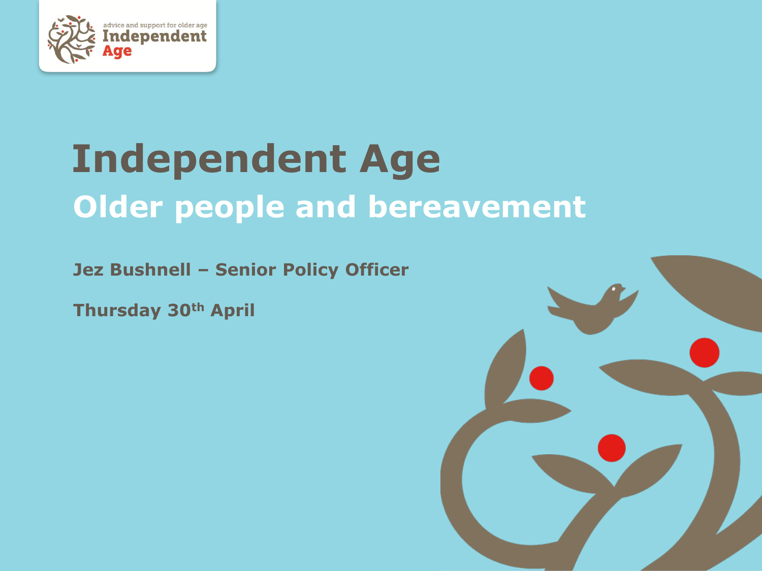advice and support for older age
Independent Age

# Independent Age

## Older people and bereavement

**Jez Bushnell – Senior Policy Officer**

**Thursday 30th April**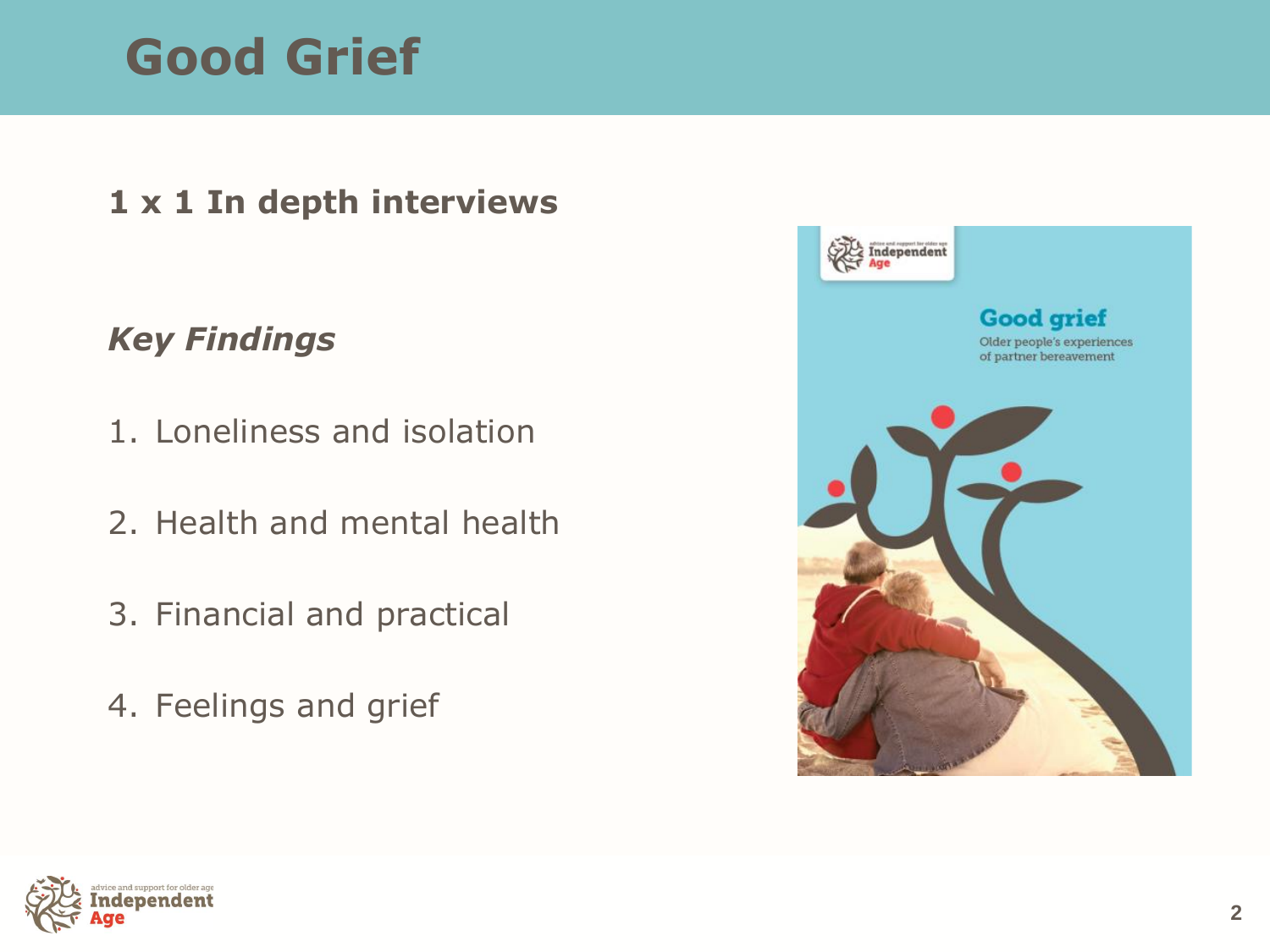# Good Grief

**1 x 1 In depth interviews**

***Key Findings***

1. Loneliness and isolation
2. Health and mental health
3. Financial and practical
4. Feelings and grief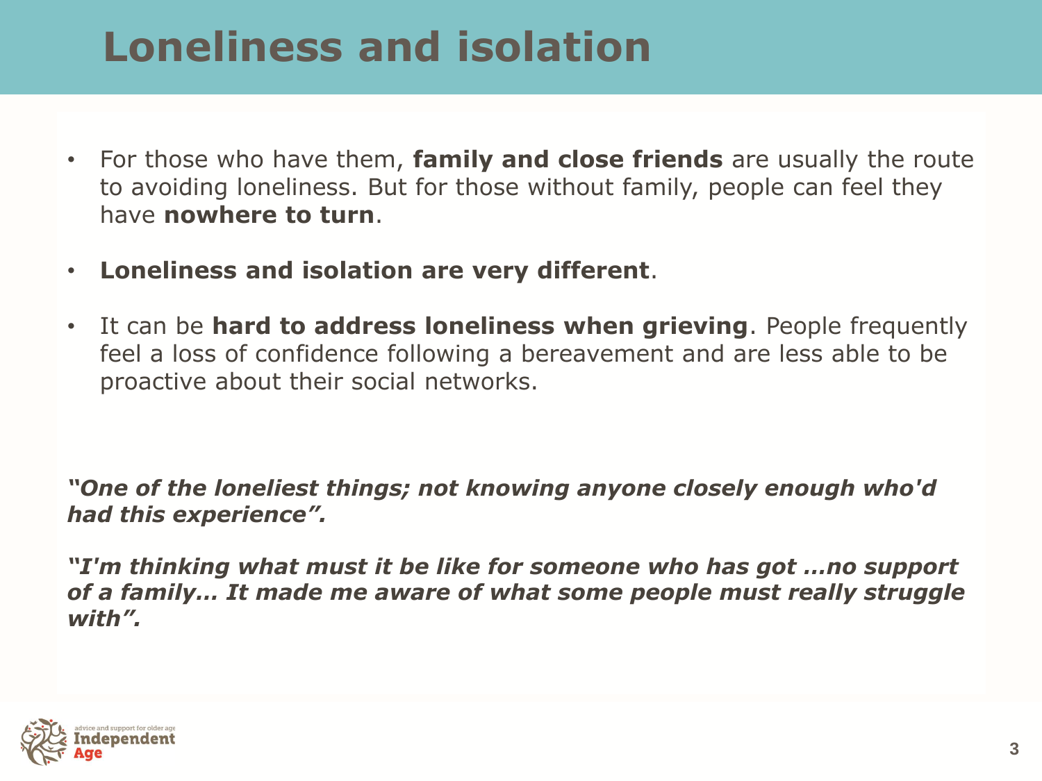# Loneliness and isolation

- For those who have them, **family and close friends** are usually the route to avoiding loneliness. But for those without family, people can feel they have **nowhere to turn**.
- **Loneliness and isolation are very different**.
- It can be **hard to address loneliness when grieving**. People frequently feel a loss of confidence following a bereavement and are less able to be proactive about their social networks.

***"One of the loneliest things; not knowing anyone closely enough who'd had this experience".***

***"I'm thinking what must it be like for someone who has got …no support of a family… It made me aware of what some people must really struggle with".***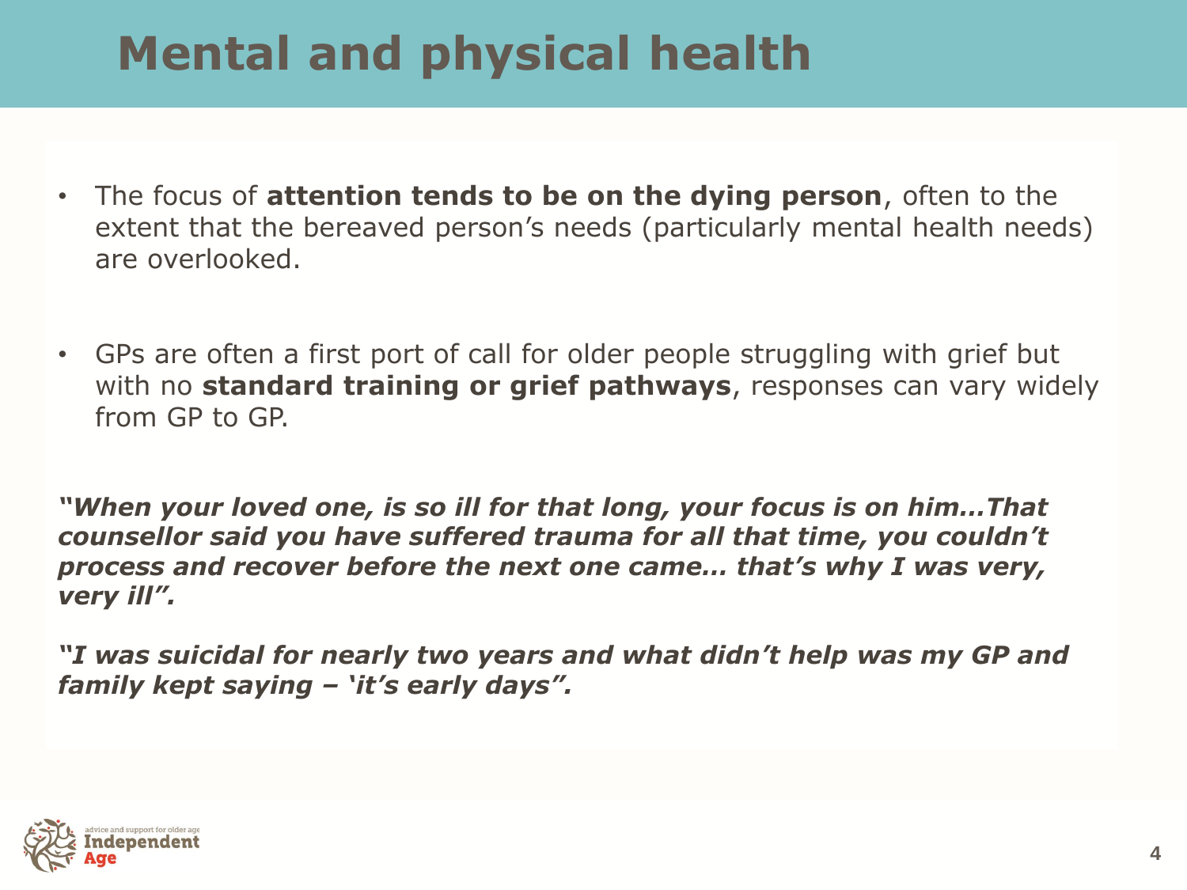# Mental and physical health

- The focus of **attention tends to be on the dying person**, often to the extent that the bereaved person's needs (particularly mental health needs) are overlooked.
- GPs are often a first port of call for older people struggling with grief but with no **standard training or grief pathways**, responses can vary widely from GP to GP.

***"When your loved one, is so ill for that long, your focus is on him...That counsellor said you have suffered trauma for all that time, you couldn't process and recover before the next one came… that's why I was very, very ill".***

***"I was suicidal for nearly two years and what didn't help was my GP and family kept saying – 'it's early days".***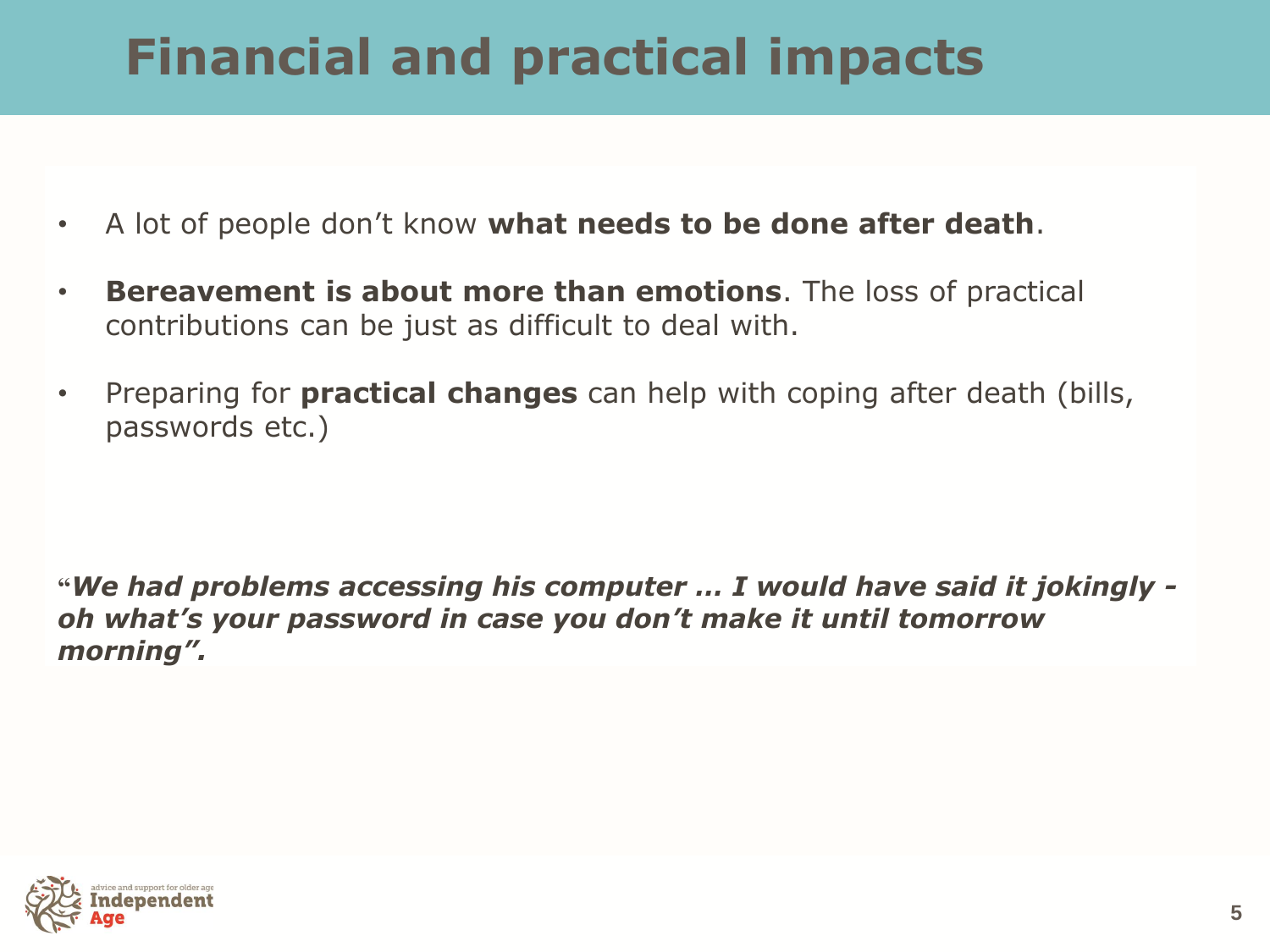# Financial and practical impacts

- A lot of people don't know **what needs to be done after death**.
- **Bereavement is about more than emotions**. The loss of practical contributions can be just as difficult to deal with.
- Preparing for **practical changes** can help with coping after death (bills, passwords etc.)

"***We had problems accessing his computer … I would have said it jokingly - oh what's your password in case you don't make it until tomorrow morning".***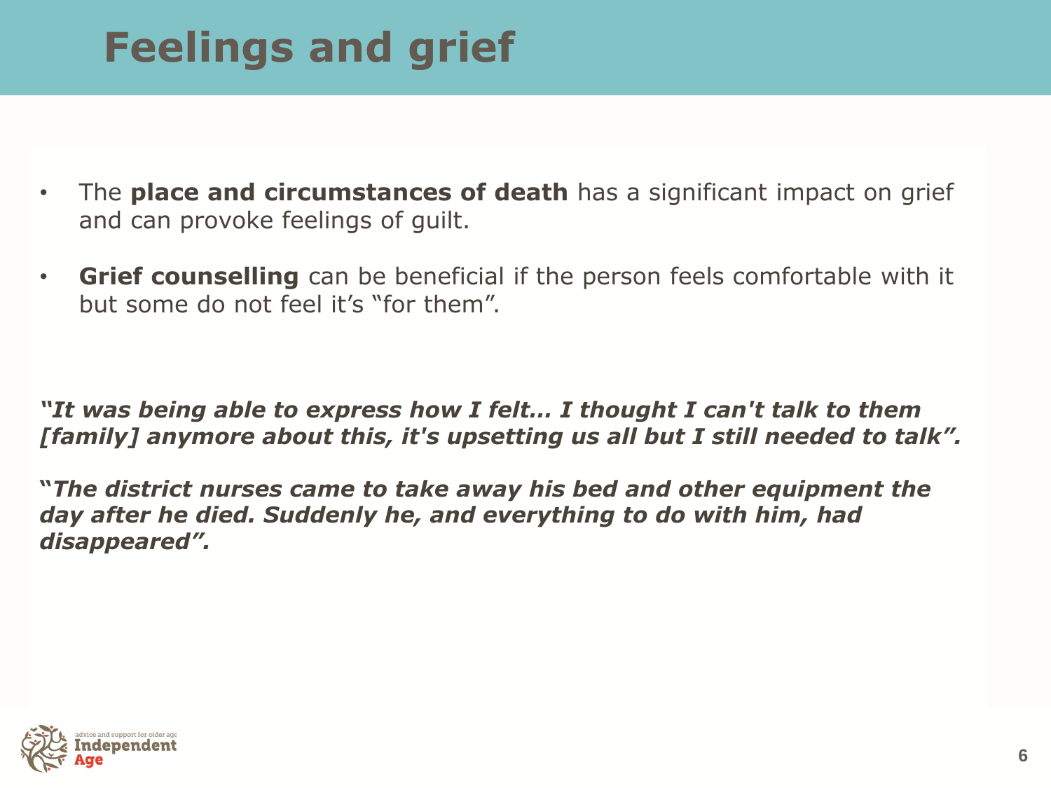# Feelings and grief

- The **place and circumstances of death** has a significant impact on grief and can provoke feelings of guilt.
- **Grief counselling** can be beneficial if the person feels comfortable with it but some do not feel it's "for them".

***"It was being able to express how I felt... I thought I can't talk to them [family] anymore about this, it's upsetting us all but I still needed to talk".***

***"The district nurses came to take away his bed and other equipment the day after he died. Suddenly he, and everything to do with him, had disappeared".***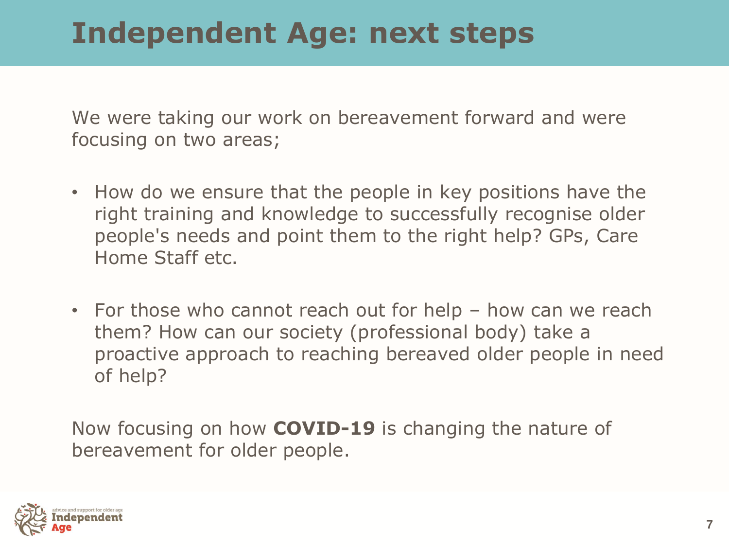# Independent Age: next steps

We were taking our work on bereavement forward and were focusing on two areas;

- How do we ensure that the people in key positions have the right training and knowledge to successfully recognise older people's needs and point them to the right help? GPs, Care Home Staff etc.
- For those who cannot reach out for help – how can we reach them? How can our society (professional body) take a proactive approach to reaching bereaved older people in need of help?

Now focusing on how **COVID-19** is changing the nature of bereavement for older people.